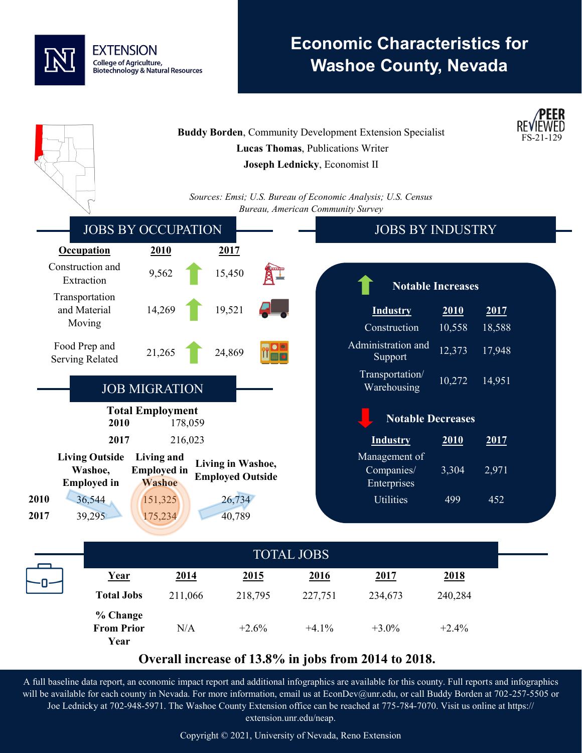EXTENSION
College of Agriculture, Biotechnology & Natural Resources

# Economic Characteristics for Washoe County, Nevada

PEER REVIEWED
FS-21-129

**Buddy Borden**, Community Development Extension Specialist
**Lucas Thomas**, Publications Writer
**Joseph Lednicky**, Economist II

*Sources: Emsi; U.S. Bureau of Economic Analysis; U.S. Census Bureau, American Community Survey*

## JOBS BY OCCUPATION

| Occupation | 2010 | 2017 |
|---|---|---|
| Construction and Extraction | 9,562 | 15,450 |
| Transportation and Material Moving | 14,269 | 19,521 |
| Food Prep and Serving Related | 21,265 | 24,869 |

## JOB MIGRATION

**Total Employment**

| | |
|---|---|
| **2010** | 178,059 |
| **2017** | 216,023 |

| | Living Outside Washoe, Employed in Washoe | Living and Employed in Washoe | Living in Washoe, Employed Outside |
|---|---|---|---|
| **2010** | 36,544 | 151,325 | 26,734 |
| **2017** | 39,295 | 175,234 | 40,789 |

## JOBS BY INDUSTRY

### Notable Increases

| Industry | 2010 | 2017 |
|---|---|---|
| Construction | 10,558 | 18,588 |
| Administration and Support | 12,373 | 17,948 |
| Transportation/ Warehousing | 10,272 | 14,951 |

### Notable Decreases

| Industry | 2010 | 2017 |
|---|---|---|
| Management of Companies/ Enterprises | 3,304 | 2,971 |
| Utilities | 499 | 452 |

## TOTAL JOBS

| Year | 2014 | 2015 | 2016 | 2017 | 2018 |
|---|---|---|---|---|---|
| **Total Jobs** | 211,066 | 218,795 | 227,751 | 234,673 | 240,284 |
| **% Change From Prior Year** | N/A | +2.6% | +4.1% | +3.0% | +2.4% |

**Overall increase of 13.8% in jobs from 2014 to 2018.**

A full baseline data report, an economic impact report and additional infographics are available for this county. Full reports and infographics will be available for each county in Nevada. For more information, email us at EconDev@unr.edu, or call Buddy Borden at 702-257-5505 or Joe Lednicky at 702-948-5971. The Washoe County Extension office can be reached at 775-784-7070. Visit us online at https://extension.unr.edu/neap.

Copyright © 2021, University of Nevada, Reno Extension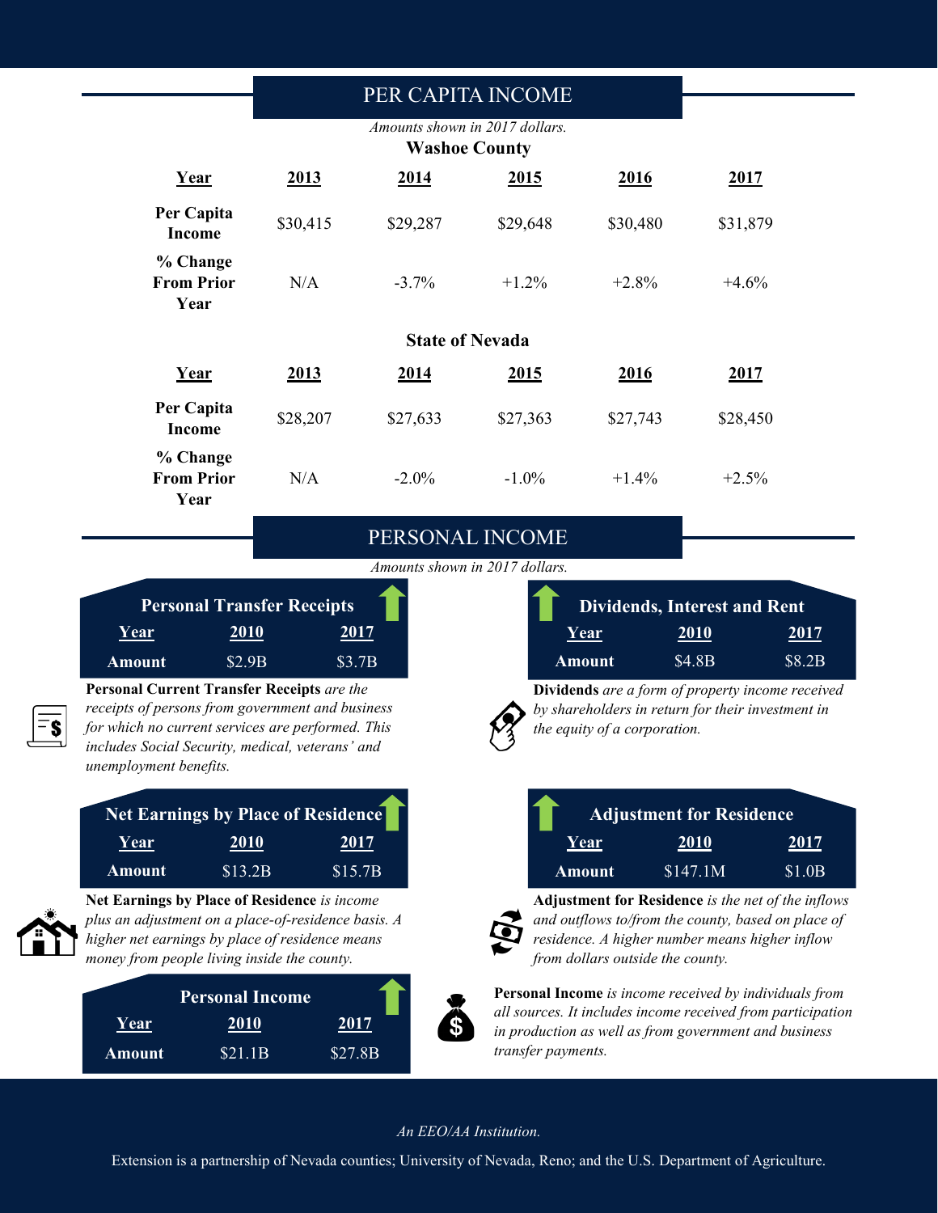## PER CAPITA INCOME

*Amounts shown in 2017 dollars.*

**Washoe County**

| Year | 2013 | 2014 | 2015 | 2016 | 2017 |
|---|---|---|---|---|---|
| Per Capita Income | $30,415 | $29,287 | $29,648 | $30,480 | $31,879 |
| % Change From Prior Year | N/A | -3.7% | +1.2% | +2.8% | +4.6% |

**State of Nevada**

| Year | 2013 | 2014 | 2015 | 2016 | 2017 |
|---|---|---|---|---|---|
| Per Capita Income | $28,207 | $27,633 | $27,363 | $27,743 | $28,450 |
| % Change From Prior Year | N/A | -2.0% | -1.0% | +1.4% | +2.5% |

## PERSONAL INCOME

*Amounts shown in 2017 dollars.*

**Personal Transfer Receipts**

| Year | 2010 | 2017 |
|---|---|---|
| Amount | $2.9B | $3.7B |

**Personal Current Transfer Receipts** *are the receipts of persons from government and business for which no current services are performed. This includes Social Security, medical, veterans' and unemployment benefits.*

**Dividends, Interest and Rent**

| Year | 2010 | 2017 |
|---|---|---|
| Amount | $4.8B | $8.2B |

**Dividends** *are a form of property income received by shareholders in return for their investment in the equity of a corporation.*

**Net Earnings by Place of Residence**

| Year | 2010 | 2017 |
|---|---|---|
| Amount | $13.2B | $15.7B |

**Net Earnings by Place of Residence** *is income plus an adjustment on a place-of-residence basis. A higher net earnings by place of residence means money from people living inside the county.*

**Adjustment for Residence**

| Year | 2010 | 2017 |
|---|---|---|
| Amount | $147.1M | $1.0B |

**Adjustment for Residence** *is the net of the inflows and outflows to/from the county, based on place of residence. A higher number means higher inflow from dollars outside the county.*

**Personal Income**

| Year | 2010 | 2017 |
|---|---|---|
| Amount | $21.1B | $27.8B |

**Personal Income** *is income received by individuals from all sources. It includes income received from participation in production as well as from government and business transfer payments.*

*An EEO/AA Institution.*

Extension is a partnership of Nevada counties; University of Nevada, Reno; and the U.S. Department of Agriculture.